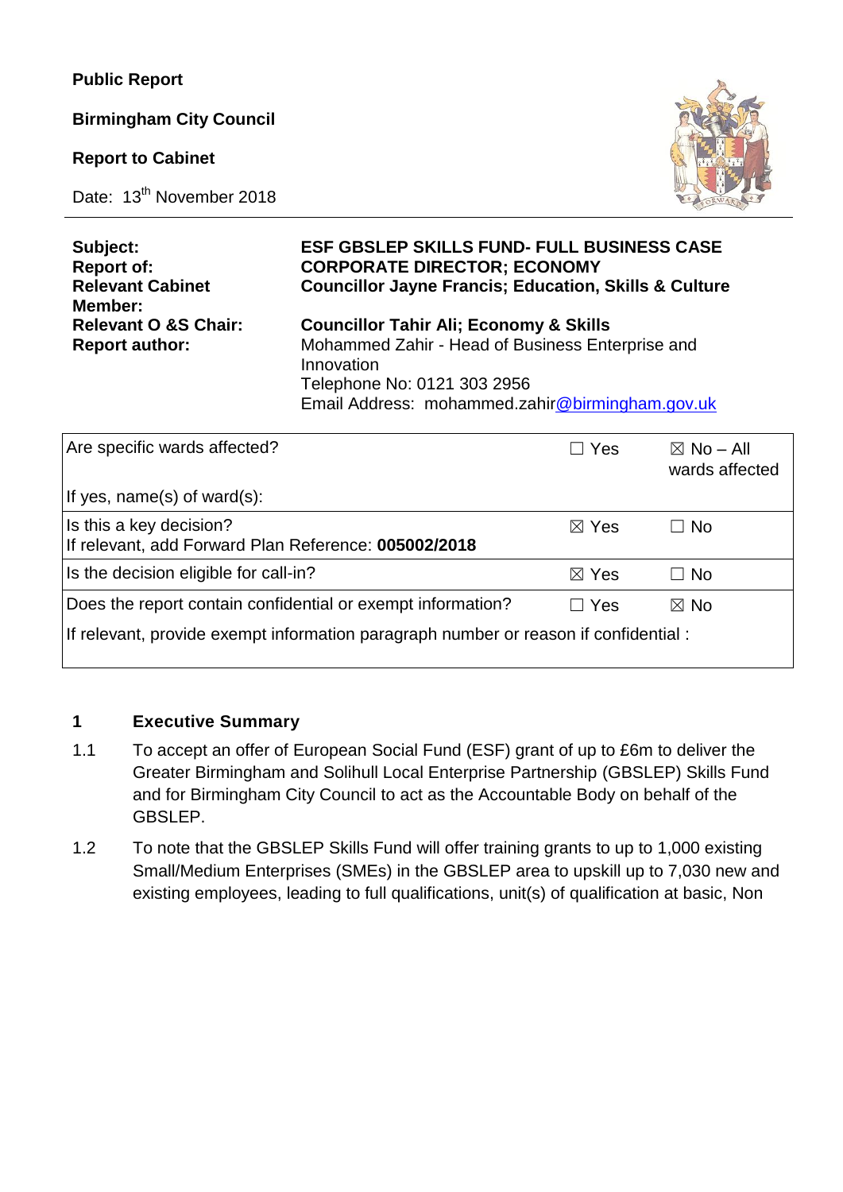**Public Report**

**Birmingham City Council**

**Report to Cabinet**

Date: 13th November 2018

| | |
|---|---|
| **Subject:** | **ESF GBSLEP SKILLS FUND- FULL BUSINESS CASE** |
| **Report of:** | **CORPORATE DIRECTOR; ECONOMY** |
| **Relevant Cabinet Member:** | **Councillor Jayne Francis; Education, Skills & Culture** |
| **Relevant O &S Chair:** | **Councillor Tahir Ali; Economy & Skills** |
| **Report author:** | Mohammed Zahir - Head of Business Enterprise and Innovation<br>Telephone No: 0121 303 2956<br>Email Address: mohammed.zahir@birmingham.gov.uk |

| | | |
|---|---|---|
| Are specific wards affected?<br><br>If yes, name(s) of ward(s): | ☐ Yes | ☒ No – All wards affected |
| Is this a key decision?<br>If relevant, add Forward Plan Reference: **005002/2018** | ☒ Yes | ☐ No |
| Is the decision eligible for call-in? | ☒ Yes | ☐ No |
| Does the report contain confidential or exempt information?<br><br>If relevant, provide exempt information paragraph number or reason if confidential : | ☐ Yes | ☒ No |

## 1 Executive Summary

1.1 To accept an offer of European Social Fund (ESF) grant of up to £6m to deliver the Greater Birmingham and Solihull Local Enterprise Partnership (GBSLEP) Skills Fund and for Birmingham City Council to act as the Accountable Body on behalf of the GBSLEP.

1.2 To note that the GBSLEP Skills Fund will offer training grants to up to 1,000 existing Small/Medium Enterprises (SMEs) in the GBSLEP area to upskill up to 7,030 new and existing employees, leading to full qualifications, unit(s) of qualification at basic, Non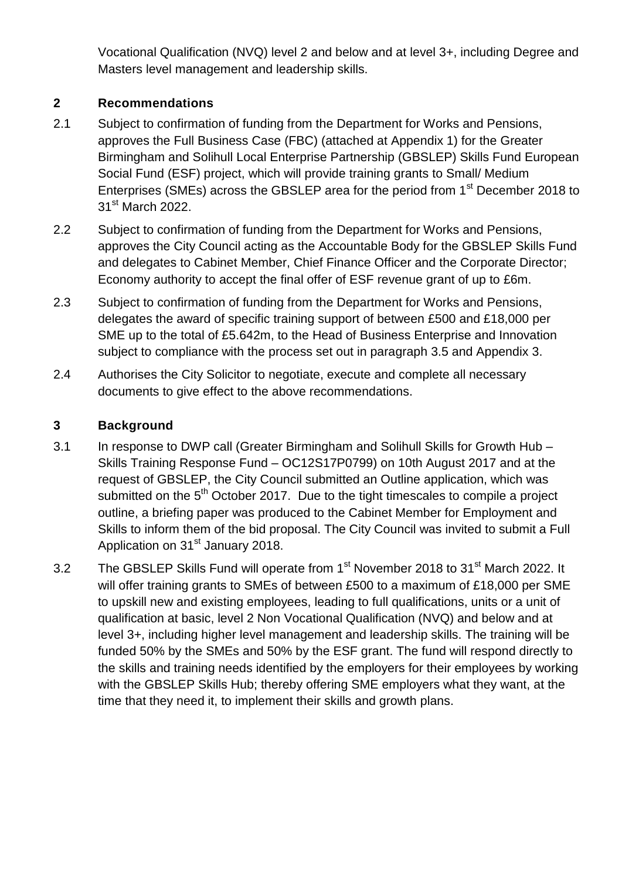Vocational Qualification (NVQ) level 2 and below and at level 3+, including Degree and Masters level management and leadership skills.

## 2 Recommendations

2.1 Subject to confirmation of funding from the Department for Works and Pensions, approves the Full Business Case (FBC) (attached at Appendix 1) for the Greater Birmingham and Solihull Local Enterprise Partnership (GBSLEP) Skills Fund European Social Fund (ESF) project, which will provide training grants to Small/ Medium Enterprises (SMEs) across the GBSLEP area for the period from 1st December 2018 to 31st March 2022.

2.2 Subject to confirmation of funding from the Department for Works and Pensions, approves the City Council acting as the Accountable Body for the GBSLEP Skills Fund and delegates to Cabinet Member, Chief Finance Officer and the Corporate Director; Economy authority to accept the final offer of ESF revenue grant of up to £6m.

2.3 Subject to confirmation of funding from the Department for Works and Pensions, delegates the award of specific training support of between £500 and £18,000 per SME up to the total of £5.642m, to the Head of Business Enterprise and Innovation subject to compliance with the process set out in paragraph 3.5 and Appendix 3.

2.4 Authorises the City Solicitor to negotiate, execute and complete all necessary documents to give effect to the above recommendations.

## 3 Background

3.1 In response to DWP call (Greater Birmingham and Solihull Skills for Growth Hub – Skills Training Response Fund – OC12S17P0799) on 10th August 2017 and at the request of GBSLEP, the City Council submitted an Outline application, which was submitted on the 5th October 2017. Due to the tight timescales to compile a project outline, a briefing paper was produced to the Cabinet Member for Employment and Skills to inform them of the bid proposal. The City Council was invited to submit a Full Application on 31st January 2018.

3.2 The GBSLEP Skills Fund will operate from 1st November 2018 to 31st March 2022. It will offer training grants to SMEs of between £500 to a maximum of £18,000 per SME to upskill new and existing employees, leading to full qualifications, units or a unit of qualification at basic, level 2 Non Vocational Qualification (NVQ) and below and at level 3+, including higher level management and leadership skills. The training will be funded 50% by the SMEs and 50% by the ESF grant. The fund will respond directly to the skills and training needs identified by the employers for their employees by working with the GBSLEP Skills Hub; thereby offering SME employers what they want, at the time that they need it, to implement their skills and growth plans.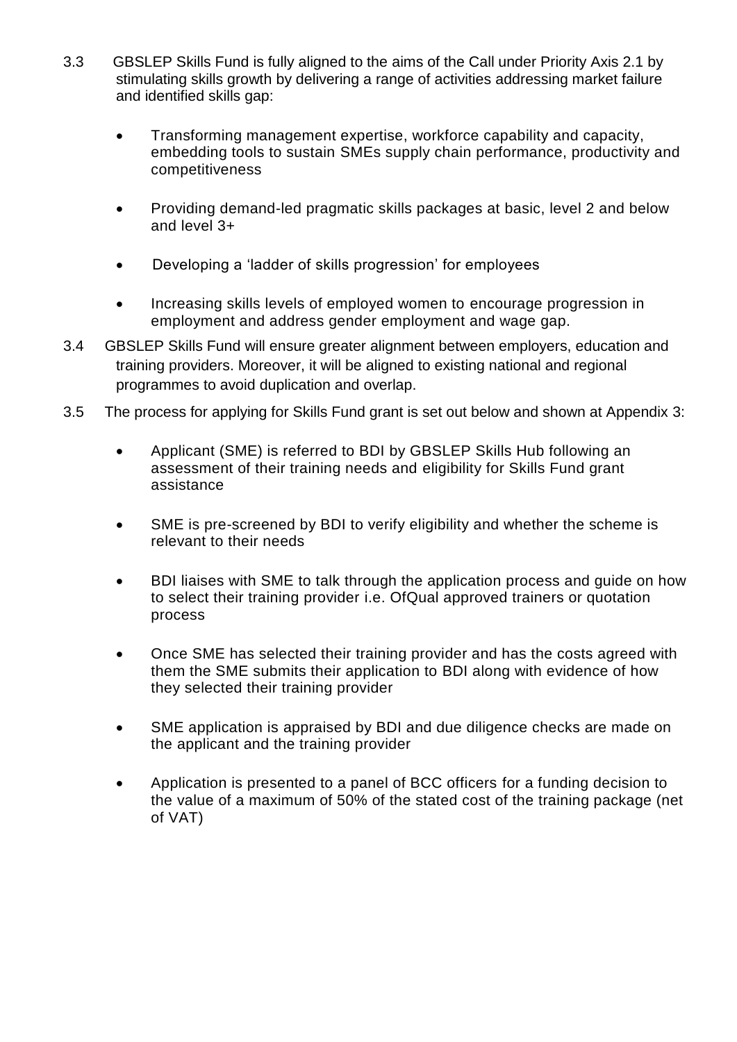3.3 GBSLEP Skills Fund is fully aligned to the aims of the Call under Priority Axis 2.1 by stimulating skills growth by delivering a range of activities addressing market failure and identified skills gap:

- Transforming management expertise, workforce capability and capacity, embedding tools to sustain SMEs supply chain performance, productivity and competitiveness
- Providing demand-led pragmatic skills packages at basic, level 2 and below and level 3+
- Developing a 'ladder of skills progression' for employees
- Increasing skills levels of employed women to encourage progression in employment and address gender employment and wage gap.

3.4 GBSLEP Skills Fund will ensure greater alignment between employers, education and training providers. Moreover, it will be aligned to existing national and regional programmes to avoid duplication and overlap.

3.5 The process for applying for Skills Fund grant is set out below and shown at Appendix 3:

- Applicant (SME) is referred to BDI by GBSLEP Skills Hub following an assessment of their training needs and eligibility for Skills Fund grant assistance
- SME is pre-screened by BDI to verify eligibility and whether the scheme is relevant to their needs
- BDI liaises with SME to talk through the application process and guide on how to select their training provider i.e. OfQual approved trainers or quotation process
- Once SME has selected their training provider and has the costs agreed with them the SME submits their application to BDI along with evidence of how they selected their training provider
- SME application is appraised by BDI and due diligence checks are made on the applicant and the training provider
- Application is presented to a panel of BCC officers for a funding decision to the value of a maximum of 50% of the stated cost of the training package (net of VAT)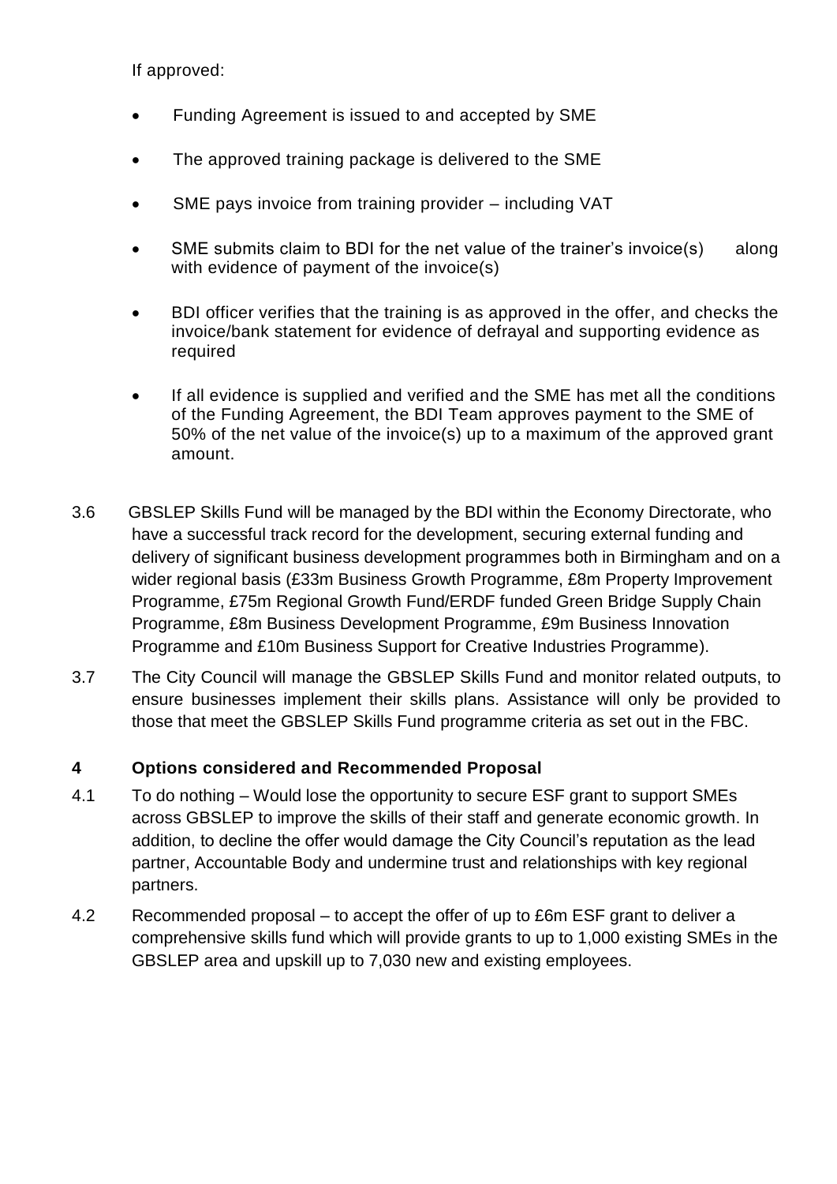If approved:

- Funding Agreement is issued to and accepted by SME
- The approved training package is delivered to the SME
- SME pays invoice from training provider – including VAT
- SME submits claim to BDI for the net value of the trainer's invoice(s) along with evidence of payment of the invoice(s)
- BDI officer verifies that the training is as approved in the offer, and checks the invoice/bank statement for evidence of defrayal and supporting evidence as required
- If all evidence is supplied and verified and the SME has met all the conditions of the Funding Agreement, the BDI Team approves payment to the SME of 50% of the net value of the invoice(s) up to a maximum of the approved grant amount.

3.6 GBSLEP Skills Fund will be managed by the BDI within the Economy Directorate, who have a successful track record for the development, securing external funding and delivery of significant business development programmes both in Birmingham and on a wider regional basis (£33m Business Growth Programme, £8m Property Improvement Programme, £75m Regional Growth Fund/ERDF funded Green Bridge Supply Chain Programme, £8m Business Development Programme, £9m Business Innovation Programme and £10m Business Support for Creative Industries Programme).

3.7 The City Council will manage the GBSLEP Skills Fund and monitor related outputs, to ensure businesses implement their skills plans. Assistance will only be provided to those that meet the GBSLEP Skills Fund programme criteria as set out in the FBC.

## 4 Options considered and Recommended Proposal

4.1 To do nothing – Would lose the opportunity to secure ESF grant to support SMEs across GBSLEP to improve the skills of their staff and generate economic growth. In addition, to decline the offer would damage the City Council's reputation as the lead partner, Accountable Body and undermine trust and relationships with key regional partners.

4.2 Recommended proposal – to accept the offer of up to £6m ESF grant to deliver a comprehensive skills fund which will provide grants to up to 1,000 existing SMEs in the GBSLEP area and upskill up to 7,030 new and existing employees.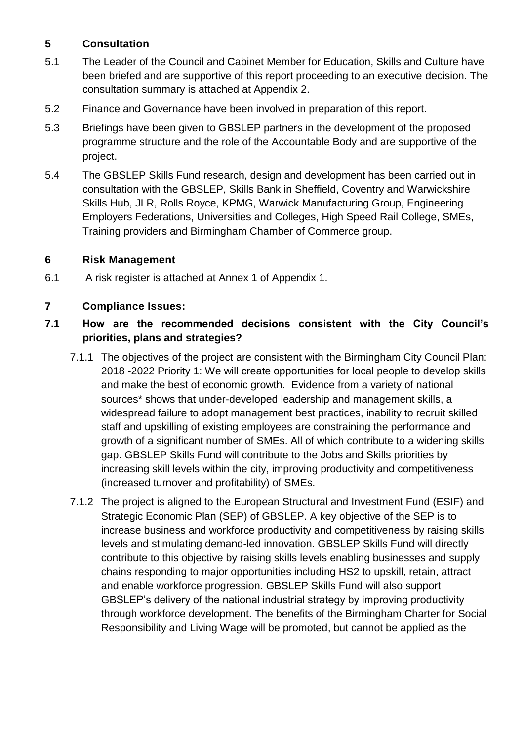## 5 Consultation

5.1 The Leader of the Council and Cabinet Member for Education, Skills and Culture have been briefed and are supportive of this report proceeding to an executive decision. The consultation summary is attached at Appendix 2.

5.2 Finance and Governance have been involved in preparation of this report.

5.3 Briefings have been given to GBSLEP partners in the development of the proposed programme structure and the role of the Accountable Body and are supportive of the project.

5.4 The GBSLEP Skills Fund research, design and development has been carried out in consultation with the GBSLEP, Skills Bank in Sheffield, Coventry and Warwickshire Skills Hub, JLR, Rolls Royce, KPMG, Warwick Manufacturing Group, Engineering Employers Federations, Universities and Colleges, High Speed Rail College, SMEs, Training providers and Birmingham Chamber of Commerce group.

## 6 Risk Management

6.1 A risk register is attached at Annex 1 of Appendix 1.

## 7 Compliance Issues:

### 7.1 How are the recommended decisions consistent with the City Council's priorities, plans and strategies?

7.1.1 The objectives of the project are consistent with the Birmingham City Council Plan: 2018 -2022 Priority 1: We will create opportunities for local people to develop skills and make the best of economic growth. Evidence from a variety of national sources* shows that under-developed leadership and management skills, a widespread failure to adopt management best practices, inability to recruit skilled staff and upskilling of existing employees are constraining the performance and growth of a significant number of SMEs. All of which contribute to a widening skills gap. GBSLEP Skills Fund will contribute to the Jobs and Skills priorities by increasing skill levels within the city, improving productivity and competitiveness (increased turnover and profitability) of SMEs.

7.1.2 The project is aligned to the European Structural and Investment Fund (ESIF) and Strategic Economic Plan (SEP) of GBSLEP. A key objective of the SEP is to increase business and workforce productivity and competitiveness by raising skills levels and stimulating demand-led innovation. GBSLEP Skills Fund will directly contribute to this objective by raising skills levels enabling businesses and supply chains responding to major opportunities including HS2 to upskill, retain, attract and enable workforce progression. GBSLEP Skills Fund will also support GBSLEP's delivery of the national industrial strategy by improving productivity through workforce development. The benefits of the Birmingham Charter for Social Responsibility and Living Wage will be promoted, but cannot be applied as the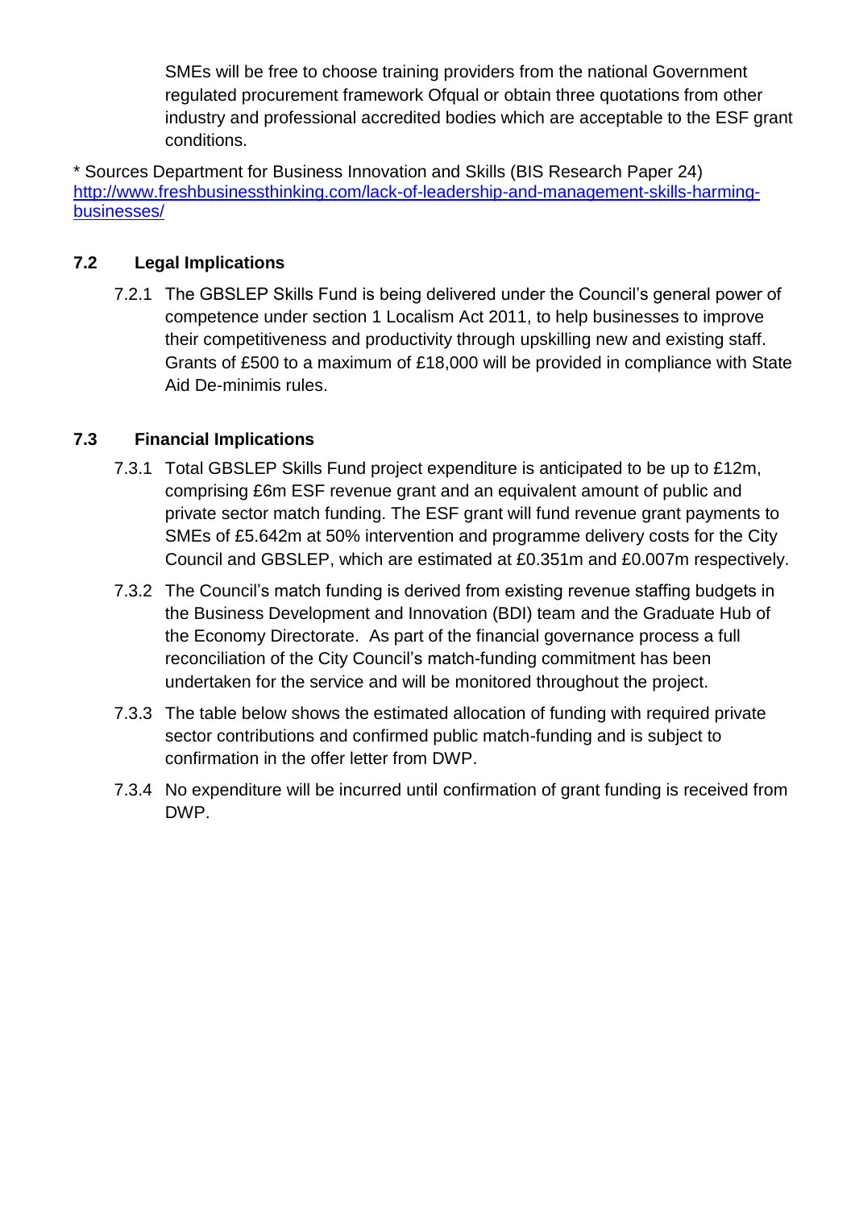SMEs will be free to choose training providers from the national Government regulated procurement framework Ofqual or obtain three quotations from other industry and professional accredited bodies which are acceptable to the ESF grant conditions.

* Sources Department for Business Innovation and Skills (BIS Research Paper 24) http://www.freshbusinessthinking.com/lack-of-leadership-and-management-skills-harming-businesses/

### 7.2 Legal Implications

7.2.1 The GBSLEP Skills Fund is being delivered under the Council's general power of competence under section 1 Localism Act 2011, to help businesses to improve their competitiveness and productivity through upskilling new and existing staff. Grants of £500 to a maximum of £18,000 will be provided in compliance with State Aid De-minimis rules.

### 7.3 Financial Implications

7.3.1 Total GBSLEP Skills Fund project expenditure is anticipated to be up to £12m, comprising £6m ESF revenue grant and an equivalent amount of public and private sector match funding. The ESF grant will fund revenue grant payments to SMEs of £5.642m at 50% intervention and programme delivery costs for the City Council and GBSLEP, which are estimated at £0.351m and £0.007m respectively.

7.3.2 The Council's match funding is derived from existing revenue staffing budgets in the Business Development and Innovation (BDI) team and the Graduate Hub of the Economy Directorate. As part of the financial governance process a full reconciliation of the City Council's match-funding commitment has been undertaken for the service and will be monitored throughout the project.

7.3.3 The table below shows the estimated allocation of funding with required private sector contributions and confirmed public match-funding and is subject to confirmation in the offer letter from DWP.

7.3.4 No expenditure will be incurred until confirmation of grant funding is received from DWP.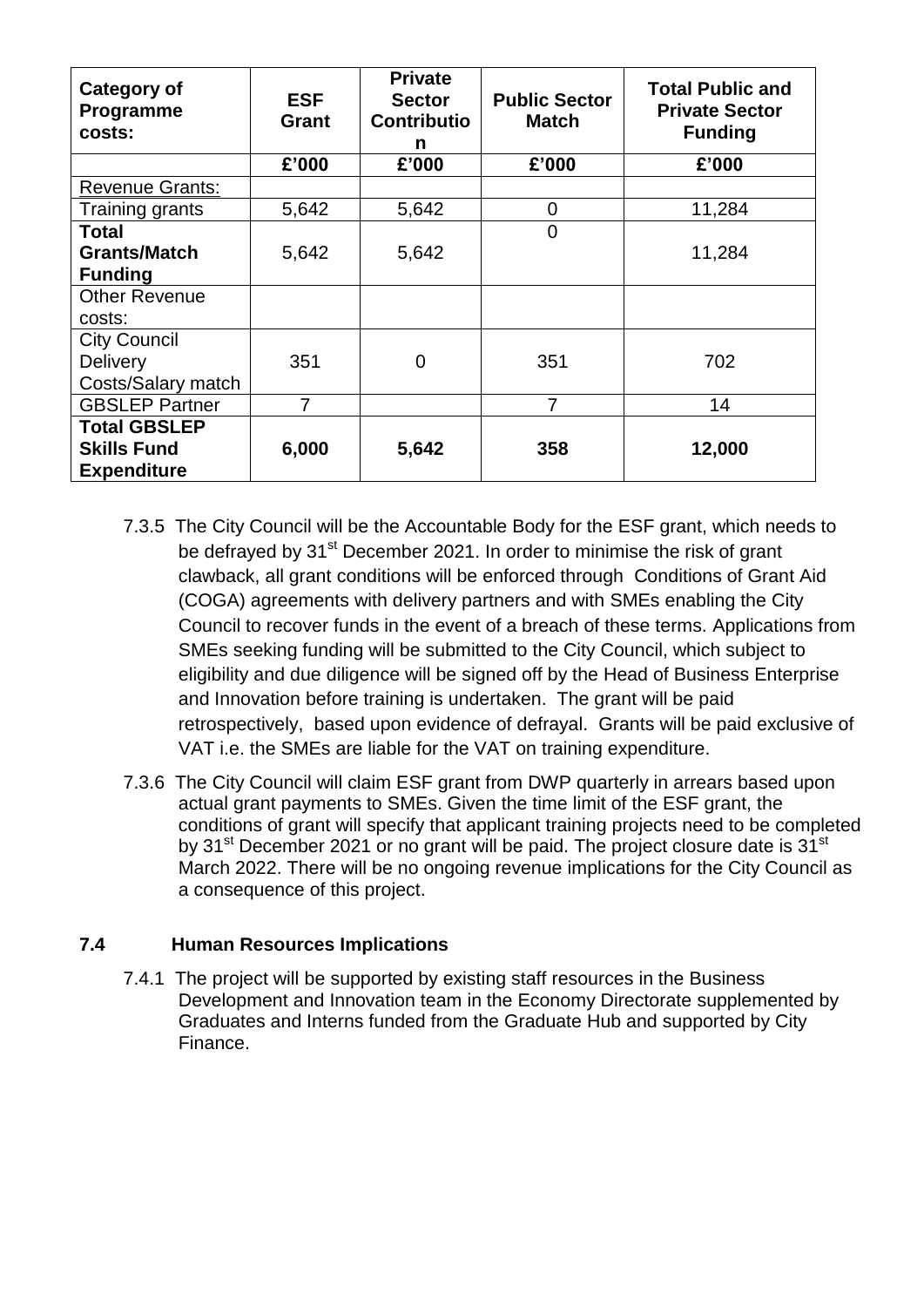| Category of Programme costs: | ESF Grant | Private Sector Contribution | Public Sector Match | Total Public and Private Sector Funding |
|---|---|---|---|---|
| | £'000 | £'000 | £'000 | £'000 |
| Revenue Grants: | | | | |
| Training grants | 5,642 | 5,642 | 0 | 11,284 |
| **Total Grants/Match Funding** | 5,642 | 5,642 | 0 | 11,284 |
| Other Revenue costs: | | | | |
| City Council Delivery Costs/Salary match | 351 | 0 | 351 | 702 |
| GBSLEP Partner | 7 | | 7 | 14 |
| **Total GBSLEP Skills Fund Expenditure** | **6,000** | **5,642** | **358** | **12,000** |

7.3.5 The City Council will be the Accountable Body for the ESF grant, which needs to be defrayed by 31st December 2021. In order to minimise the risk of grant clawback, all grant conditions will be enforced through Conditions of Grant Aid (COGA) agreements with delivery partners and with SMEs enabling the City Council to recover funds in the event of a breach of these terms. Applications from SMEs seeking funding will be submitted to the City Council, which subject to eligibility and due diligence will be signed off by the Head of Business Enterprise and Innovation before training is undertaken. The grant will be paid retrospectively, based upon evidence of defrayal. Grants will be paid exclusive of VAT i.e. the SMEs are liable for the VAT on training expenditure.

7.3.6 The City Council will claim ESF grant from DWP quarterly in arrears based upon actual grant payments to SMEs. Given the time limit of the ESF grant, the conditions of grant will specify that applicant training projects need to be completed by 31st December 2021 or no grant will be paid. The project closure date is 31st March 2022. There will be no ongoing revenue implications for the City Council as a consequence of this project.

### 7.4 Human Resources Implications

7.4.1 The project will be supported by existing staff resources in the Business Development and Innovation team in the Economy Directorate supplemented by Graduates and Interns funded from the Graduate Hub and supported by City Finance.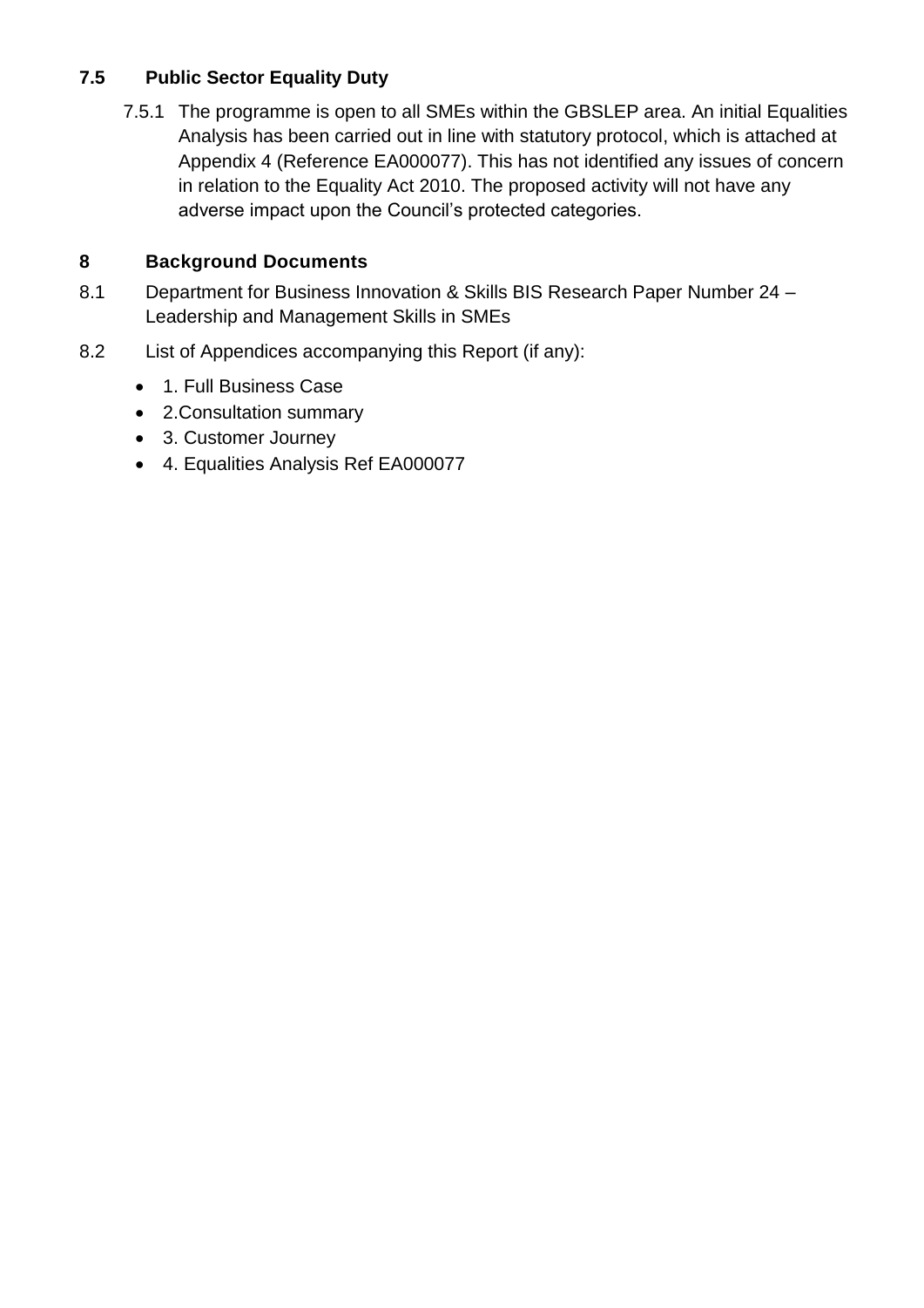### 7.5 Public Sector Equality Duty

7.5.1 The programme is open to all SMEs within the GBSLEP area. An initial Equalities Analysis has been carried out in line with statutory protocol, which is attached at Appendix 4 (Reference EA000077). This has not identified any issues of concern in relation to the Equality Act 2010. The proposed activity will not have any adverse impact upon the Council's protected categories.

## 8 Background Documents

8.1 Department for Business Innovation & Skills BIS Research Paper Number 24 – Leadership and Management Skills in SMEs

8.2 List of Appendices accompanying this Report (if any):

- 1. Full Business Case
- 2.Consultation summary
- 3. Customer Journey
- 4. Equalities Analysis Ref EA000077